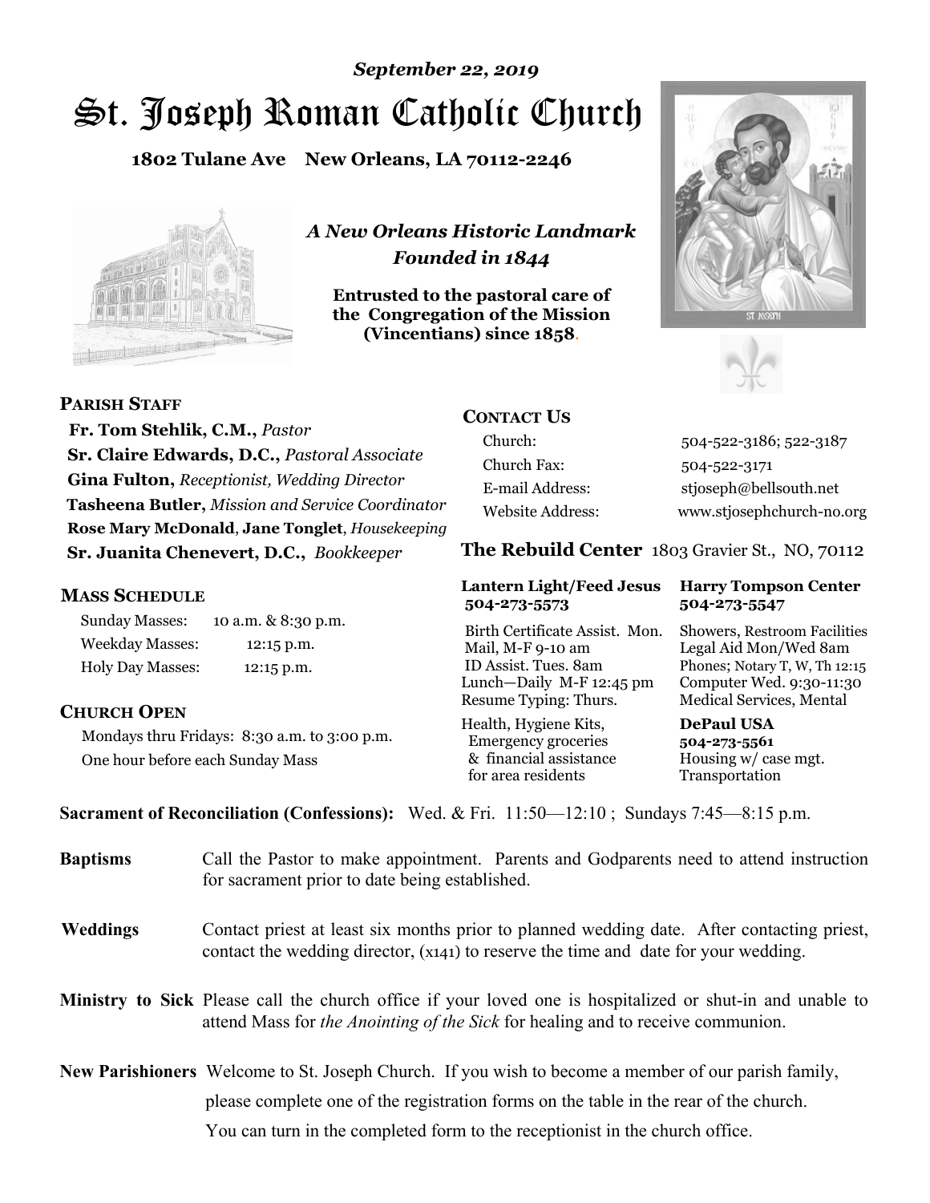*September 22, 2019*

# St. Joseph Roman Catholic Church

**1802 Tulane Ave New Orleans, LA 70112-2246**

*A New Orleans Historic Landmark*
*Founded in 1844*

**Entrusted to the pastoral care of the Congregation of the Mission (Vincentians) since 1858.**

**PARISH STAFF**

**Fr. Tom Stehlik, C.M.,** *Pastor*
**Sr. Claire Edwards, D.C.,** *Pastoral Associate*
**Gina Fulton,** *Receptionist, Wedding Director*
**Tasheena Butler,** *Mission and Service Coordinator*
**Rose Mary McDonald**, **Jane Tonglet**, *Housekeeping*
**Sr. Juanita Chenevert, D.C.,** *Bookkeeper*

**MASS SCHEDULE**

| | |
|---|---|
| Sunday Masses: | 10 a.m. & 8:30 p.m. |
| Weekday Masses: | 12:15 p.m. |
| Holy Day Masses: | 12:15 p.m. |

**CHURCH OPEN**

Mondays thru Fridays: 8:30 a.m. to 3:00 p.m.
One hour before each Sunday Mass

**CONTACT US**

| | |
|---|---|
| Church: | 504-522-3186; 522-3187 |
| Church Fax: | 504-522-3171 |
| E-mail Address: | stjoseph@bellsouth.net |
| Website Address: | www.stjosephchurch-no.org |

**The Rebuild Center** 1803 Gravier St., NO, 70112

| **Lantern Light/Feed Jesus 504-273-5573** | **Harry Tompson Center 504-273-5547** |
|---|---|
| Birth Certificate Assist. Mon. Mail, M-F 9-10 am ID Assist. Tues. 8am Lunch—Daily M-F 12:45 pm Resume Typing: Thurs. | Showers, Restroom Facilities Legal Aid Mon/Wed 8am Phones; Notary T, W, Th 12:15 Computer Wed. 9:30-11:30 Medical Services, Mental |
| Health, Hygiene Kits, Emergency groceries & financial assistance for area residents | **DePaul USA 504-273-5561** Housing w/ case mgt. Transportation |

**Sacrament of Reconciliation (Confessions):** Wed. & Fri. 11:50—12:10 ; Sundays 7:45—8:15 p.m.

**Baptisms** Call the Pastor to make appointment. Parents and Godparents need to attend instruction for sacrament prior to date being established.

**Weddings** Contact priest at least six months prior to planned wedding date. After contacting priest, contact the wedding director, (x141) to reserve the time and date for your wedding.

**Ministry to Sick** Please call the church office if your loved one is hospitalized or shut-in and unable to attend Mass for *the Anointing of the Sick* for healing and to receive communion.

**New Parishioners** Welcome to St. Joseph Church. If you wish to become a member of our parish family, please complete one of the registration forms on the table in the rear of the church. You can turn in the completed form to the receptionist in the church office.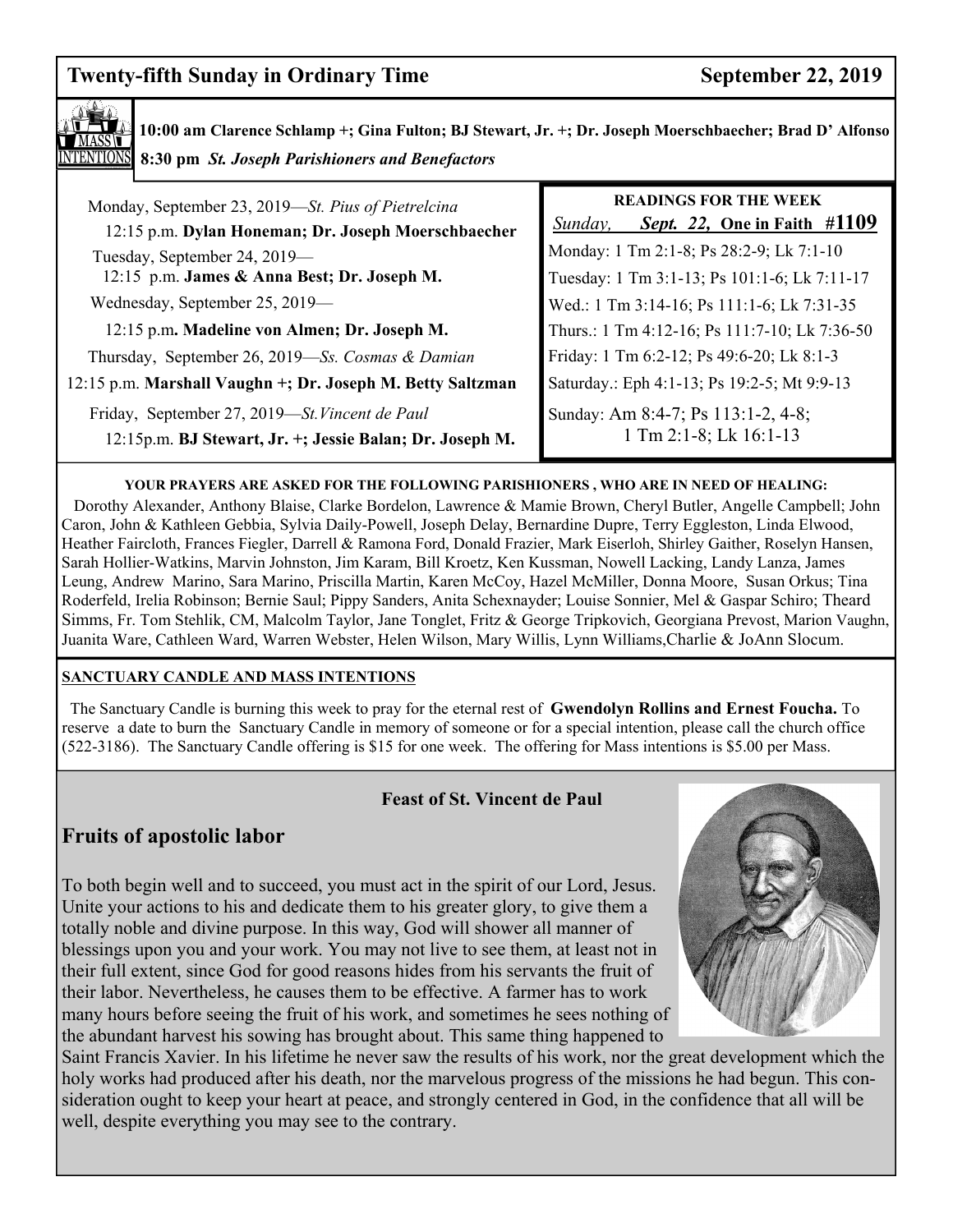## Twenty-fifth Sunday in Ordinary Time — September 22, 2019

**MASS INTENTIONS**

**10:00 am Clarence Schlamp +; Gina Fulton; BJ Stewart, Jr. +; Dr. Joseph Moerschbaecher; Brad D' Alfonso**

**8:30 pm** ***St. Joseph Parishioners and Benefactors***

Monday, September 23, 2019—*St. Pius of Pietrelcina*
12:15 p.m. **Dylan Honeman; Dr. Joseph Moerschbaecher**

Tuesday, September 24, 2019—
12:15 p.m. **James & Anna Best; Dr. Joseph M.**

Wednesday, September 25, 2019—
12:15 p.m**. Madeline von Almen; Dr. Joseph M.**

Thursday, September 26, 2019—*Ss. Cosmas & Damian*
12:15 p.m. **Marshall Vaughn +; Dr. Joseph M. Betty Saltzman**

Friday, September 27, 2019—*St.Vincent de Paul*
12:15p.m. **BJ Stewart, Jr. +; Jessie Balan; Dr. Joseph M.**

**READINGS FOR THE WEEK**

*Sunday, **Sept. 22,*** **One in Faith #1109**

Monday: 1 Tm 2:1-8; Ps 28:2-9; Lk 7:1-10
Tuesday: 1 Tm 3:1-13; Ps 101:1-6; Lk 7:11-17
Wed.: 1 Tm 3:14-16; Ps 111:1-6; Lk 7:31-35
Thurs.: 1 Tm 4:12-16; Ps 111:7-10; Lk 7:36-50
Friday: 1 Tm 6:2-12; Ps 49:6-20; Lk 8:1-3
Saturday.: Eph 4:1-13; Ps 19:2-5; Mt 9:9-13
Sunday: Am 8:4-7; Ps 113:1-2, 4-8; 1 Tm 2:1-8; Lk 16:1-13

**YOUR PRAYERS ARE ASKED FOR THE FOLLOWING PARISHIONERS , WHO ARE IN NEED OF HEALING:**

Dorothy Alexander, Anthony Blaise, Clarke Bordelon, Lawrence & Mamie Brown, Cheryl Butler, Angelle Campbell; John Caron, John & Kathleen Gebbia, Sylvia Daily-Powell, Joseph Delay, Bernardine Dupre, Terry Eggleston, Linda Elwood, Heather Faircloth, Frances Fiegler, Darrell & Ramona Ford, Donald Frazier, Mark Eiserloh, Shirley Gaither, Roselyn Hansen, Sarah Hollier-Watkins, Marvin Johnston, Jim Karam, Bill Kroetz, Ken Kussman, Nowell Lacking, Landy Lanza, James Leung, Andrew Marino, Sara Marino, Priscilla Martin, Karen McCoy, Hazel McMiller, Donna Moore, Susan Orkus; Tina Roderfeld, Irelia Robinson; Bernie Saul; Pippy Sanders, Anita Schexnayder; Louise Sonnier, Mel & Gaspar Schiro; Theard Simms, Fr. Tom Stehlik, CM, Malcolm Taylor, Jane Tonglet, Fritz & George Tripkovich, Georgiana Prevost, Marion Vaughn, Juanita Ware, Cathleen Ward, Warren Webster, Helen Wilson, Mary Willis, Lynn Williams,Charlie & JoAnn Slocum.

**SANCTUARY CANDLE AND MASS INTENTIONS**

The Sanctuary Candle is burning this week to pray for the eternal rest of **Gwendolyn Rollins and Ernest Foucha.** To reserve a date to burn the Sanctuary Candle in memory of someone or for a special intention, please call the church office (522-3186). The Sanctuary Candle offering is $15 for one week. The offering for Mass intentions is $5.00 per Mass.

**Feast of St. Vincent de Paul**

## Fruits of apostolic labor

To both begin well and to succeed, you must act in the spirit of our Lord, Jesus. Unite your actions to his and dedicate them to his greater glory, to give them a totally noble and divine purpose. In this way, God will shower all manner of blessings upon you and your work. You may not live to see them, at least not in their full extent, since God for good reasons hides from his servants the fruit of their labor. Nevertheless, he causes them to be effective. A farmer has to work many hours before seeing the fruit of his work, and sometimes he sees nothing of the abundant harvest his sowing has brought about. This same thing happened to Saint Francis Xavier. In his lifetime he never saw the results of his work, nor the great development which the holy works had produced after his death, nor the marvelous progress of the missions he had begun. This consideration ought to keep your heart at peace, and strongly centered in God, in the confidence that all will be well, despite everything you may see to the contrary.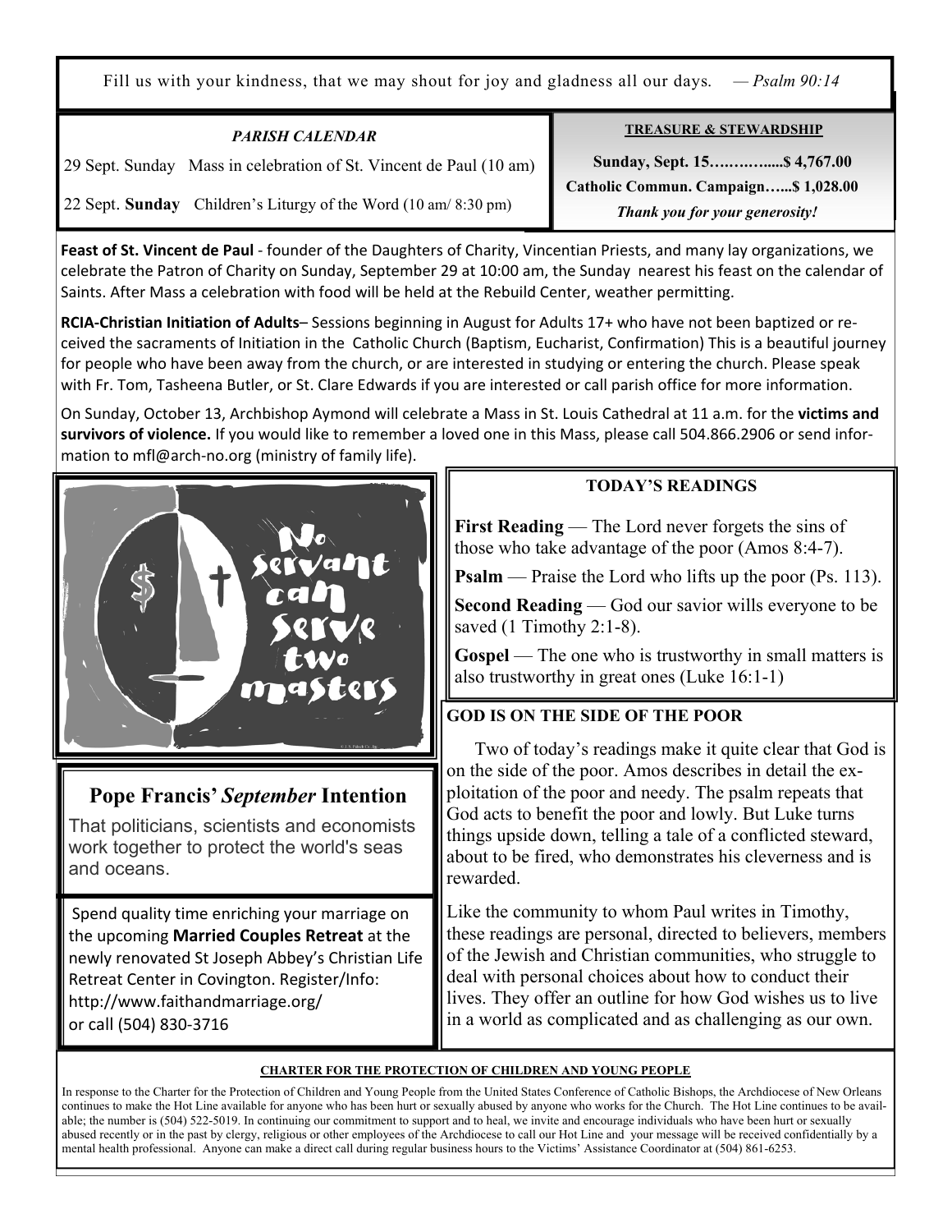Fill us with your kindness, that we may shout for joy and gladness all our days. — *Psalm 90:14*

***PARISH CALENDAR***

29 Sept. Sunday Mass in celebration of St. Vincent de Paul (10 am)

22 Sept. **Sunday** Children's Liturgy of the Word (10 am/ 8:30 pm)

**TREASURE & STEWARDSHIP**

**Sunday, Sept. 15……….......$ 4,767.00**

**Catholic Commun. Campaign…...$ 1,028.00**

***Thank you for your generosity!***

**Feast of St. Vincent de Paul** - founder of the Daughters of Charity, Vincentian Priests, and many lay organizations, we celebrate the Patron of Charity on Sunday, September 29 at 10:00 am, the Sunday nearest his feast on the calendar of Saints. After Mass a celebration with food will be held at the Rebuild Center, weather permitting.

**RCIA-Christian Initiation of Adults**– Sessions beginning in August for Adults 17+ who have not been baptized or received the sacraments of Initiation in the Catholic Church (Baptism, Eucharist, Confirmation) This is a beautiful journey for people who have been away from the church, or are interested in studying or entering the church. Please speak with Fr. Tom, Tasheena Butler, or St. Clare Edwards if you are interested or call parish office for more information.

On Sunday, October 13, Archbishop Aymond will celebrate a Mass in St. Louis Cathedral at 11 a.m. for the **victims and survivors of violence.** If you would like to remember a loved one in this Mass, please call 504.866.2906 or send information to mfl@arch-no.org (ministry of family life).

No servant can serve two masters

## Pope Francis' *September* Intention

That politicians, scientists and economists work together to protect the world's seas and oceans.

Spend quality time enriching your marriage on the upcoming **Married Couples Retreat** at the newly renovated St Joseph Abbey's Christian Life Retreat Center in Covington. Register/Info: http://www.faithandmarriage.org/ or call (504) 830-3716

**TODAY'S READINGS**

**First Reading** — The Lord never forgets the sins of those who take advantage of the poor (Amos 8:4-7).

**Psalm** — Praise the Lord who lifts up the poor (Ps. 113).

**Second Reading** — God our savior wills everyone to be saved (1 Timothy 2:1-8).

**Gospel** — The one who is trustworthy in small matters is also trustworthy in great ones (Luke 16:1-1)

**GOD IS ON THE SIDE OF THE POOR**

Two of today's readings make it quite clear that God is on the side of the poor. Amos describes in detail the exploitation of the poor and needy. The psalm repeats that God acts to benefit the poor and lowly. But Luke turns things upside down, telling a tale of a conflicted steward, about to be fired, who demonstrates his cleverness and is rewarded.

Like the community to whom Paul writes in Timothy, these readings are personal, directed to believers, members of the Jewish and Christian communities, who struggle to deal with personal choices about how to conduct their lives. They offer an outline for how God wishes us to live in a world as complicated and as challenging as our own.

**CHARTER FOR THE PROTECTION OF CHILDREN AND YOUNG PEOPLE**

In response to the Charter for the Protection of Children and Young People from the United States Conference of Catholic Bishops, the Archdiocese of New Orleans continues to make the Hot Line available for anyone who has been hurt or sexually abused by anyone who works for the Church. The Hot Line continues to be available; the number is (504) 522-5019. In continuing our commitment to support and to heal, we invite and encourage individuals who have been hurt or sexually abused recently or in the past by clergy, religious or other employees of the Archdiocese to call our Hot Line and your message will be received confidentially by a mental health professional. Anyone can make a direct call during regular business hours to the Victims' Assistance Coordinator at (504) 861-6253.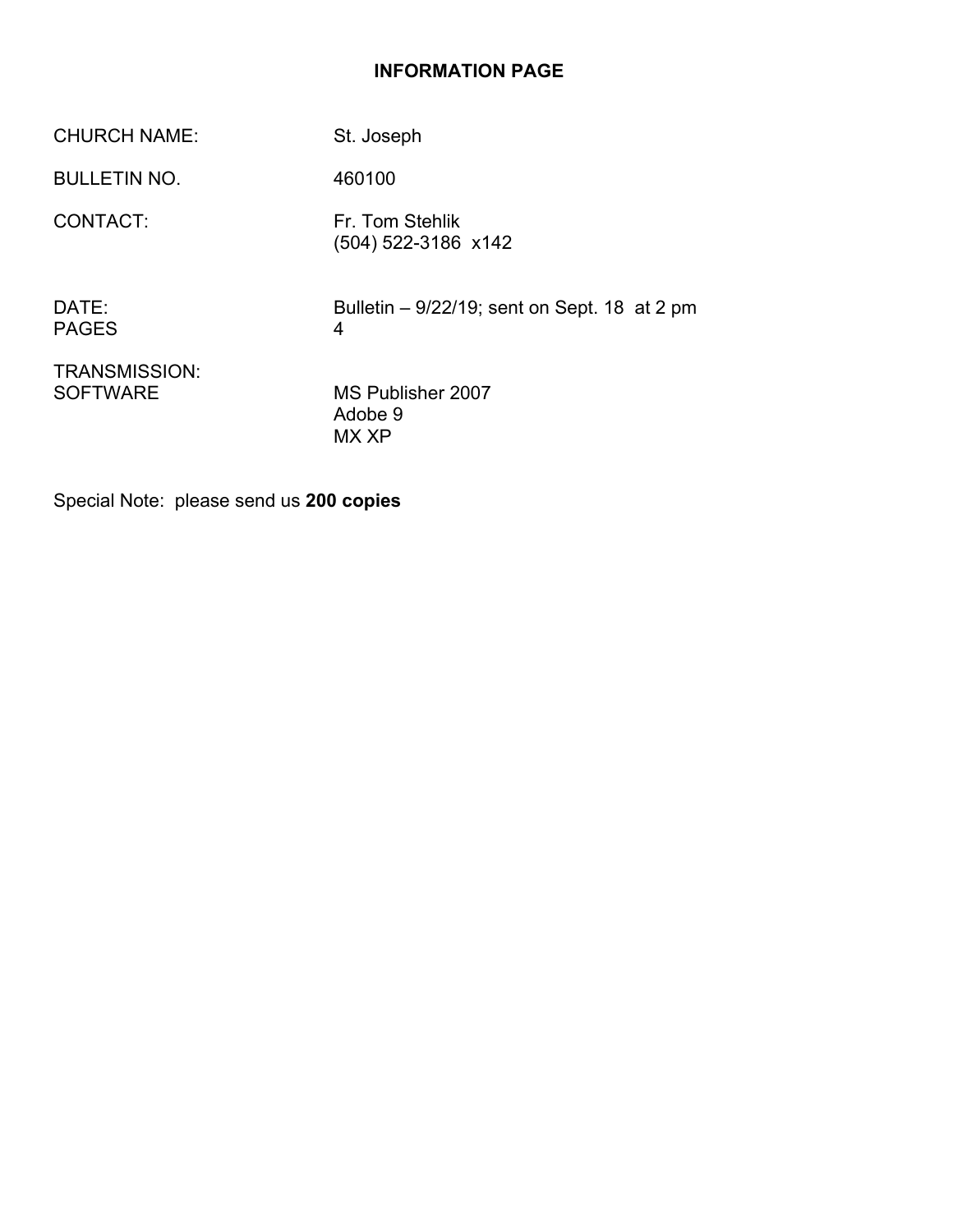# INFORMATION PAGE

| | |
|---|---|
| CHURCH NAME: | St. Joseph |
| BULLETIN NO. | 460100 |
| CONTACT: | Fr. Tom Stehlik<br>(504) 522-3186 x142 |
| DATE:<br>PAGES | Bulletin – 9/22/19; sent on Sept. 18 at 2 pm<br>4 |
| TRANSMISSION:<br>SOFTWARE | MS Publisher 2007<br>Adobe 9<br>MX XP |

Special Note: please send us **200 copies**